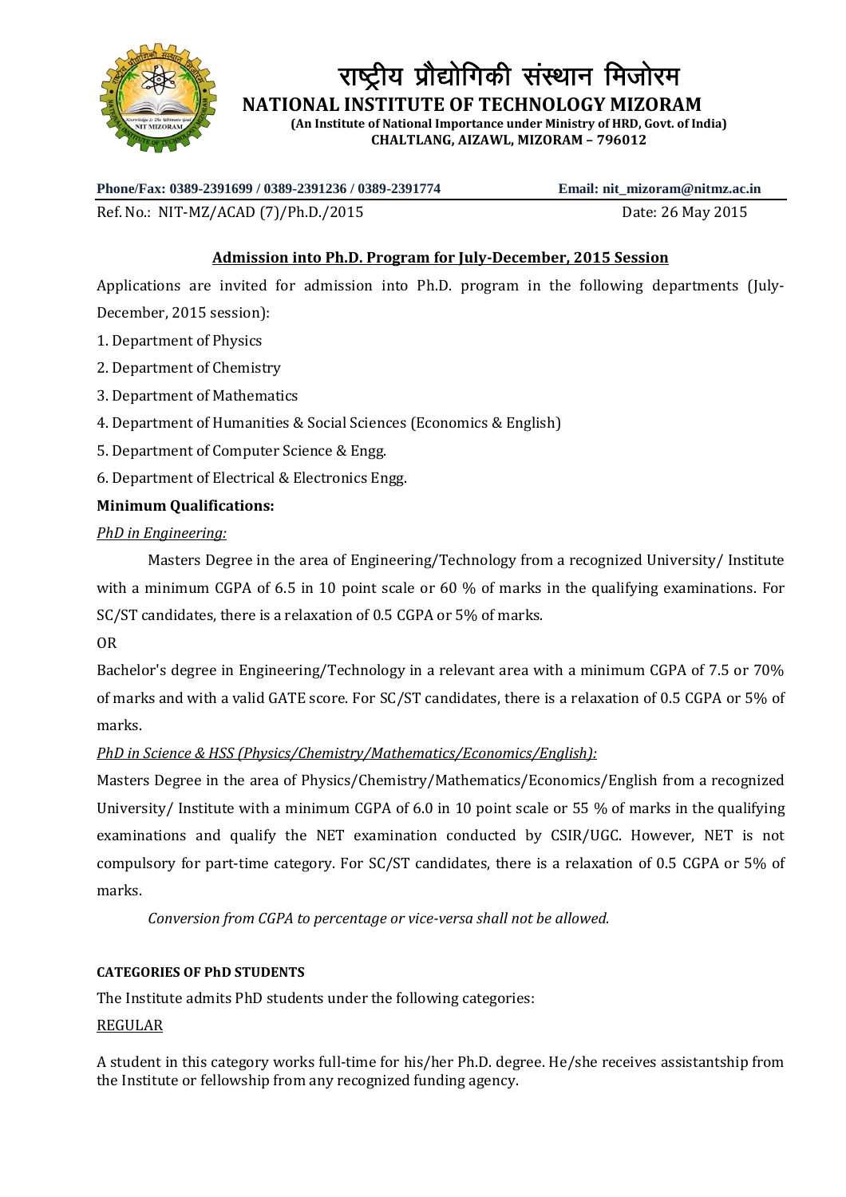# राष्ट्रीय प्रौद्योगिकी संस्थान मिजोरम

## NATIONAL INSTITUTE OF TECHNOLOGY MIZORAM

**(An Institute of National Importance under Ministry of HRD, Govt. of India)**
**CHALTLANG, AIZAWL, MIZORAM – 796012**

**Phone/Fax: 0389-2391699 / 0389-2391236 / 0389-2391774** **Email: nit_mizoram@nitmz.ac.in**

Ref. No.: NIT-MZ/ACAD (7)/Ph.D./2015 Date: 26 May 2015

### Admission into Ph.D. Program for July-December, 2015 Session

Applications are invited for admission into Ph.D. program in the following departments (July-December, 2015 session):

1. Department of Physics
2. Department of Chemistry
3. Department of Mathematics
4. Department of Humanities & Social Sciences (Economics & English)
5. Department of Computer Science & Engg.
6. Department of Electrical & Electronics Engg.

**Minimum Qualifications:**

*PhD in Engineering:*

Masters Degree in the area of Engineering/Technology from a recognized University/ Institute with a minimum CGPA of 6.5 in 10 point scale or 60 % of marks in the qualifying examinations. For SC/ST candidates, there is a relaxation of 0.5 CGPA or 5% of marks.

OR

Bachelor's degree in Engineering/Technology in a relevant area with a minimum CGPA of 7.5 or 70% of marks and with a valid GATE score. For SC/ST candidates, there is a relaxation of 0.5 CGPA or 5% of marks.

*PhD in Science & HSS (Physics/Chemistry/Mathematics/Economics/English):*

Masters Degree in the area of Physics/Chemistry/Mathematics/Economics/English from a recognized University/ Institute with a minimum CGPA of 6.0 in 10 point scale or 55 % of marks in the qualifying examinations and qualify the NET examination conducted by CSIR/UGC. However, NET is not compulsory for part-time category. For SC/ST candidates, there is a relaxation of 0.5 CGPA or 5% of marks.

*Conversion from CGPA to percentage or vice-versa shall not be allowed.*

**CATEGORIES OF PhD STUDENTS**

The Institute admits PhD students under the following categories:

REGULAR

A student in this category works full-time for his/her Ph.D. degree. He/she receives assistantship from the Institute or fellowship from any recognized funding agency.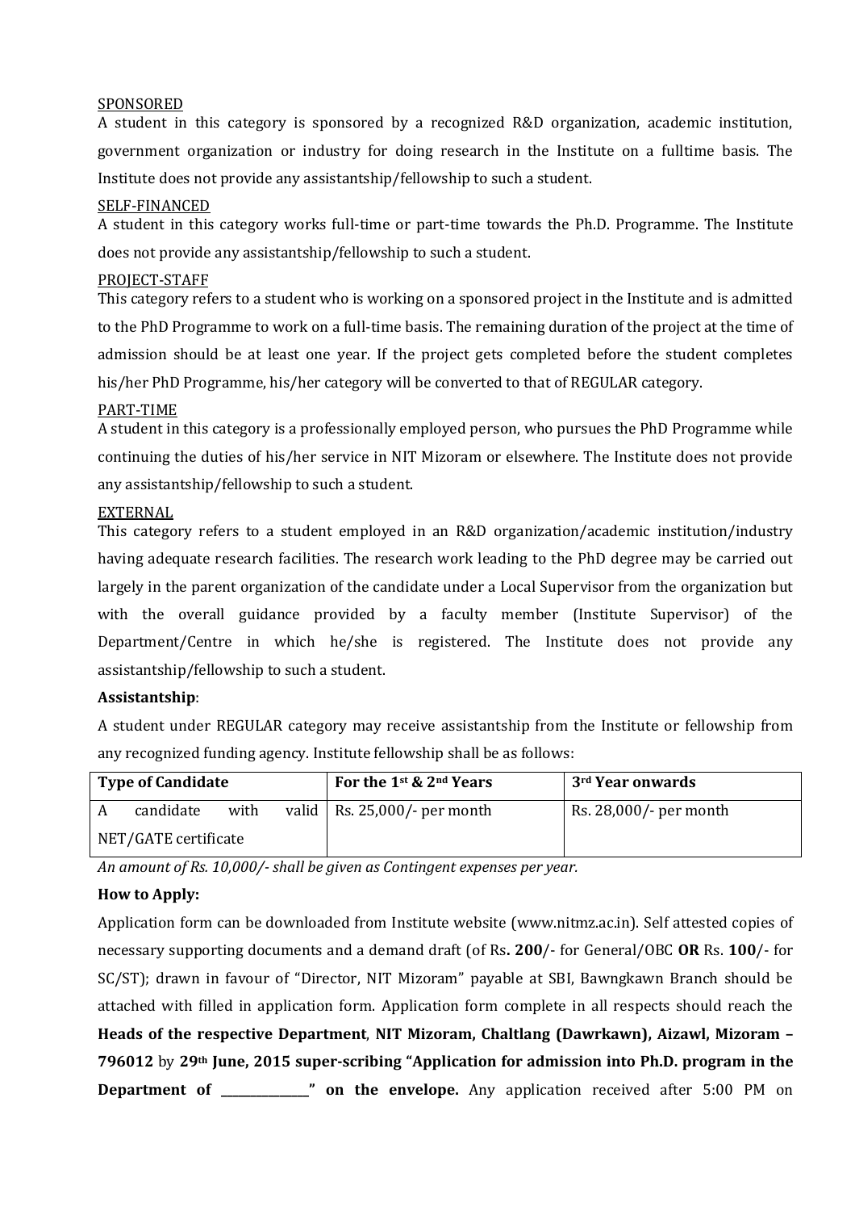SPONSORED

A student in this category is sponsored by a recognized R&D organization, academic institution, government organization or industry for doing research in the Institute on a fulltime basis. The Institute does not provide any assistantship/fellowship to such a student.

SELF-FINANCED

A student in this category works full-time or part-time towards the Ph.D. Programme. The Institute does not provide any assistantship/fellowship to such a student.

PROJECT-STAFF

This category refers to a student who is working on a sponsored project in the Institute and is admitted to the PhD Programme to work on a full-time basis. The remaining duration of the project at the time of admission should be at least one year. If the project gets completed before the student completes his/her PhD Programme, his/her category will be converted to that of REGULAR category.

PART-TIME

A student in this category is a professionally employed person, who pursues the PhD Programme while continuing the duties of his/her service in NIT Mizoram or elsewhere. The Institute does not provide any assistantship/fellowship to such a student.

EXTERNAL

This category refers to a student employed in an R&D organization/academic institution/industry having adequate research facilities. The research work leading to the PhD degree may be carried out largely in the parent organization of the candidate under a Local Supervisor from the organization but with the overall guidance provided by a faculty member (Institute Supervisor) of the Department/Centre in which he/she is registered. The Institute does not provide any assistantship/fellowship to such a student.

**Assistantship**:

A student under REGULAR category may receive assistantship from the Institute or fellowship from any recognized funding agency. Institute fellowship shall be as follows:

| Type of Candidate | For the 1st & 2nd Years | 3rd Year onwards |
|---|---|---|
| A candidate with valid NET/GATE certificate | Rs. 25,000/- per month | Rs. 28,000/- per month |

*An amount of Rs. 10,000/- shall be given as Contingent expenses per year.*

**How to Apply:**

Application form can be downloaded from Institute website (www.nitmz.ac.in). Self attested copies of necessary supporting documents and a demand draft (of Rs**. 200**/- for General/OBC **OR** Rs. **100**/- for SC/ST); drawn in favour of "Director, NIT Mizoram" payable at SBI, Bawngkawn Branch should be attached with filled in application form. Application form complete in all respects should reach the **Heads of the respective Department**, **NIT Mizoram, Chaltlang (Dawrkawn), Aizawl, Mizoram – 796012** by **29th June, 2015 super-scribing "Application for admission into Ph.D. program in the Department of \_\_\_\_\_\_\_\_\_\_\_\_\_\_" on the envelope.** Any application received after 5:00 PM on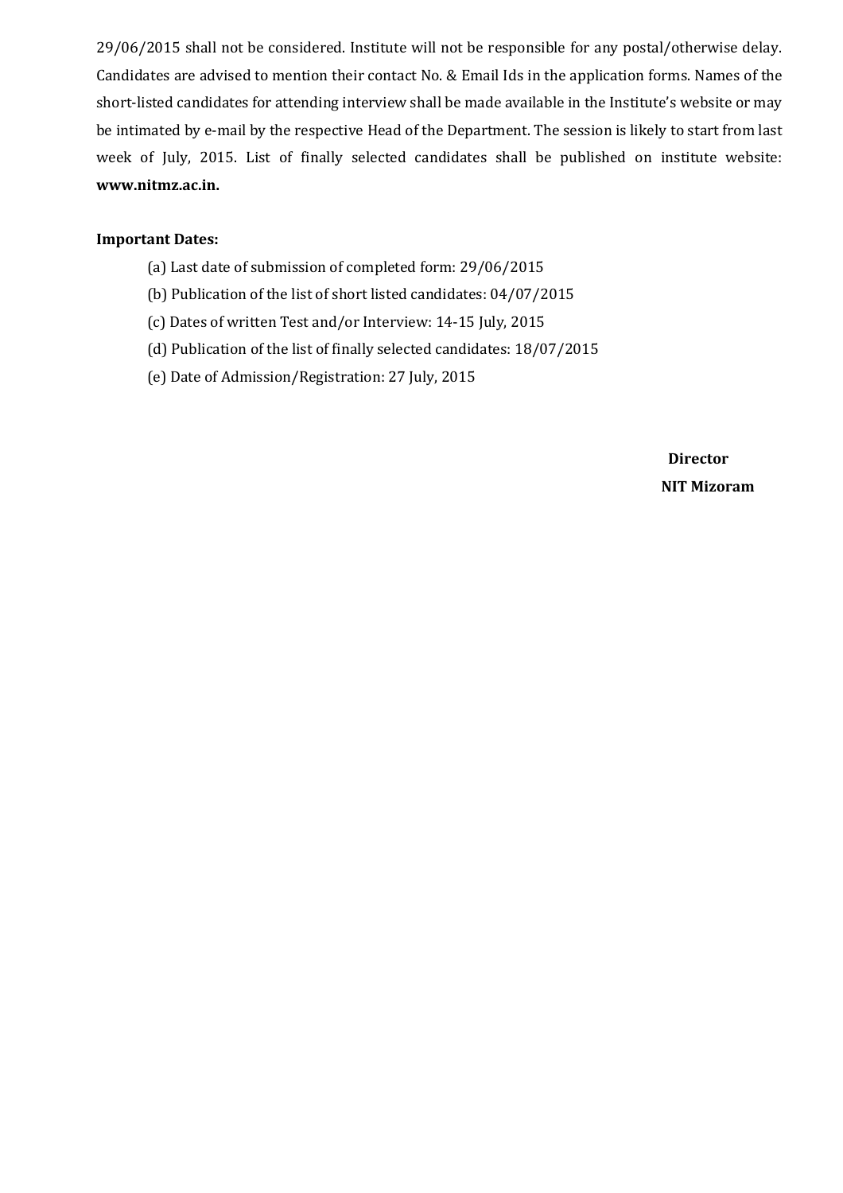29/06/2015 shall not be considered. Institute will not be responsible for any postal/otherwise delay. Candidates are advised to mention their contact No. & Email Ids in the application forms. Names of the short-listed candidates for attending interview shall be made available in the Institute's website or may be intimated by e-mail by the respective Head of the Department. The session is likely to start from last week of July, 2015. List of finally selected candidates shall be published on institute website: **www.nitmz.ac.in.**

**Important Dates:**

(a) Last date of submission of completed form: 29/06/2015

(b) Publication of the list of short listed candidates: 04/07/2015

(c) Dates of written Test and/or Interview: 14-15 July, 2015

(d) Publication of the list of finally selected candidates: 18/07/2015

(e) Date of Admission/Registration: 27 July, 2015

**Director**

**NIT Mizoram**